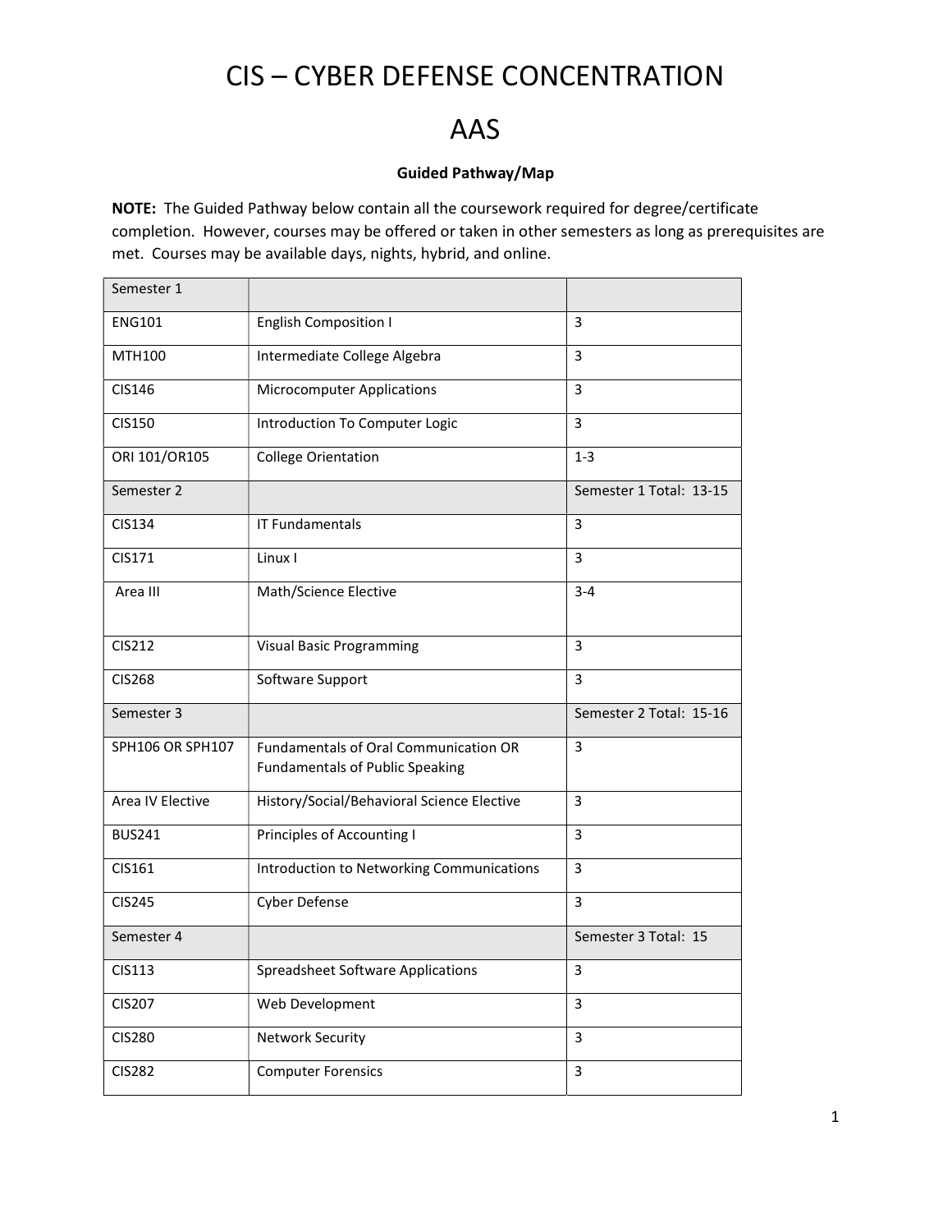# CIS – CYBER DEFENSE CONCENTRATION

# AAS

**Guided Pathway/Map**

**NOTE:** The Guided Pathway below contain all the coursework required for degree/certificate completion. However, courses may be offered or taken in other semesters as long as prerequisites are met. Courses may be available days, nights, hybrid, and online.

| Semester 1 | | |
|---|---|---|
| ENG101 | English Composition I | 3 |
| MTH100 | Intermediate College Algebra | 3 |
| CIS146 | Microcomputer Applications | 3 |
| CIS150 | Introduction To Computer Logic | 3 |
| ORI 101/OR105 | College Orientation | 1-3 |
| Semester 2 | | Semester 1 Total: 13-15 |
| CIS134 | IT Fundamentals | 3 |
| CIS171 | Linux I | 3 |
| Area III | Math/Science Elective | 3-4 |
| CIS212 | Visual Basic Programming | 3 |
| CIS268 | Software Support | 3 |
| Semester 3 | | Semester 2 Total: 15-16 |
| SPH106 OR SPH107 | Fundamentals of Oral Communication OR Fundamentals of Public Speaking | 3 |
| Area IV Elective | History/Social/Behavioral Science Elective | 3 |
| BUS241 | Principles of Accounting I | 3 |
| CIS161 | Introduction to Networking Communications | 3 |
| CIS245 | Cyber Defense | 3 |
| Semester 4 | | Semester 3 Total: 15 |
| CIS113 | Spreadsheet Software Applications | 3 |
| CIS207 | Web Development | 3 |
| CIS280 | Network Security | 3 |
| CIS282 | Computer Forensics | 3 |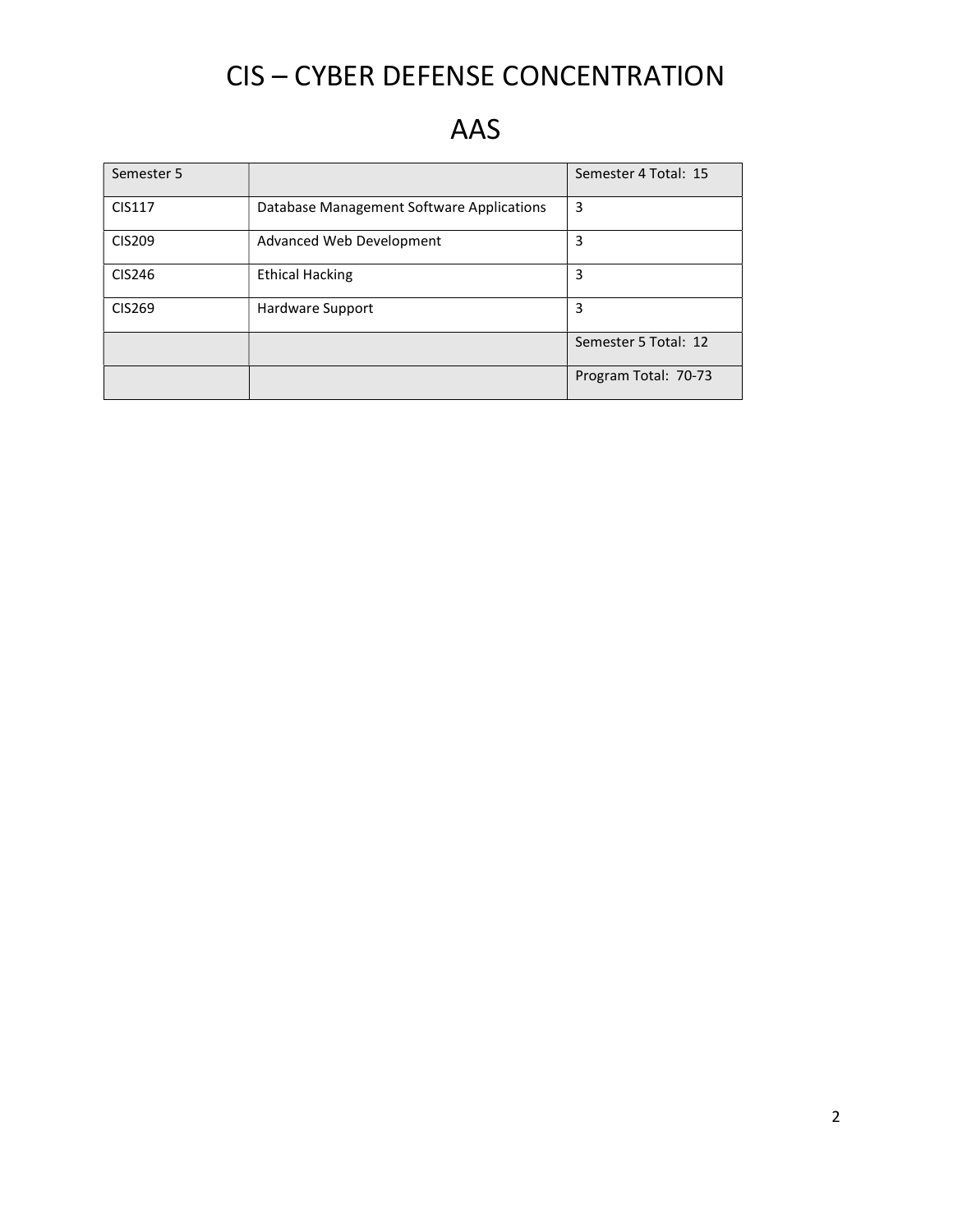# CIS – CYBER DEFENSE CONCENTRATION

# AAS

| Semester 5 | | Semester 4 Total: 15 |
|---|---|---|
| CIS117 | Database Management Software Applications | 3 |
| CIS209 | Advanced Web Development | 3 |
| CIS246 | Ethical Hacking | 3 |
| CIS269 | Hardware Support | 3 |
| | | Semester 5 Total: 12 |
| | | Program Total: 70-73 |